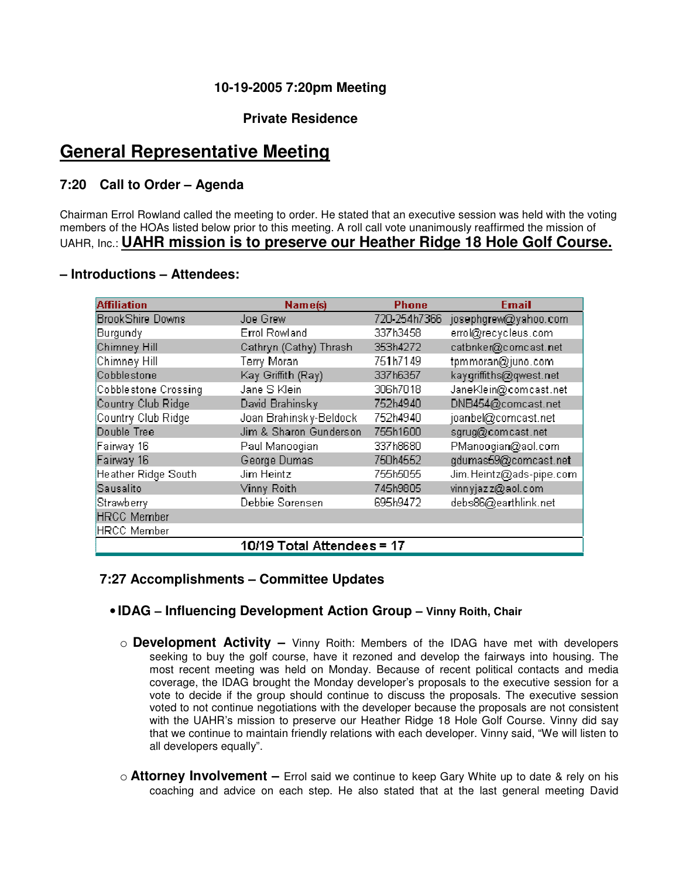**10-19-2005 7:20pm Meeting**

**Private Residence**

# General Representative Meeting

### 7:20 Call to Order – Agenda

Chairman Errol Rowland called the meeting to order. He stated that an executive session was held with the voting members of the HOAs listed below prior to this meeting. A roll call vote unanimously reaffirmed the mission of UAHR, Inc.: **UAHR mission is to preserve our Heather Ridge 18 Hole Golf Course.**

### – Introductions – Attendees:

| Affiliation | Name(s) | Phone | Email |
|---|---|---|---|
| BrookShire Downs | Joe Grew | 720-254h7366 | josephgrew@yahoo.com |
| Burgundy | Errol Rowland | 337h3458 | errol@recycleus.com |
| Chimney Hill | Cathryn (Cathy) Thrash | 353h4272 | catbnker@comcast.net |
| Chimney Hill | Terry Moran | 751h7149 | tpmmoran@juno.com |
| Cobblestone | Kay Griffith (Ray) | 337h6357 | kaygriffiths@qwest.net |
| Cobblestone Crossing | Jane S Klein | 306h7018 | JaneKlein@comcast.net |
| Country Club Ridge | David Brahinsky | 752h4940 | DNB454@comcast.net |
| Country Club Ridge | Joan Brahinsky-Beldock | 752h4940 | joanbel@comcast.net |
| Double Tree | Jim & Sharon Gunderson | 755h1600 | sgrug@comcast.net |
| Fairway 16 | Paul Manoogian | 337h8680 | PManoogian@aol.com |
| Fairway 16 | George Dumas | 750h4552 | gdumas59@comcast.net |
| Heather Ridge South | Jim Heintz | 755h5055 | Jim.Heintz@ads-pipe.com |
| Sausalito | Vinny Roith | 745h9805 | vinnyjazz@aol.com |
| Strawberry | Debbie Sorensen | 695h9472 | debs86@earthlink.net |
| HRCC Member | | | |
| HRCC Member | | | |
| | **10/19 Total Attendees = 17** | | |

### 7:27 Accomplishments – Committee Updates

- **IDAG – Influencing Development Action Group – Vinny Roith, Chair**
  - **Development Activity –** Vinny Roith: Members of the IDAG have met with developers seeking to buy the golf course, have it rezoned and develop the fairways into housing. The most recent meeting was held on Monday. Because of recent political contacts and media coverage, the IDAG brought the Monday developer's proposals to the executive session for a vote to decide if the group should continue to discuss the proposals. The executive session voted to not continue negotiations with the developer because the proposals are not consistent with the UAHR's mission to preserve our Heather Ridge 18 Hole Golf Course. Vinny did say that we continue to maintain friendly relations with each developer. Vinny said, "We will listen to all developers equally".
  - **Attorney Involvement –** Errol said we continue to keep Gary White up to date & rely on his coaching and advice on each step. He also stated that at the last general meeting David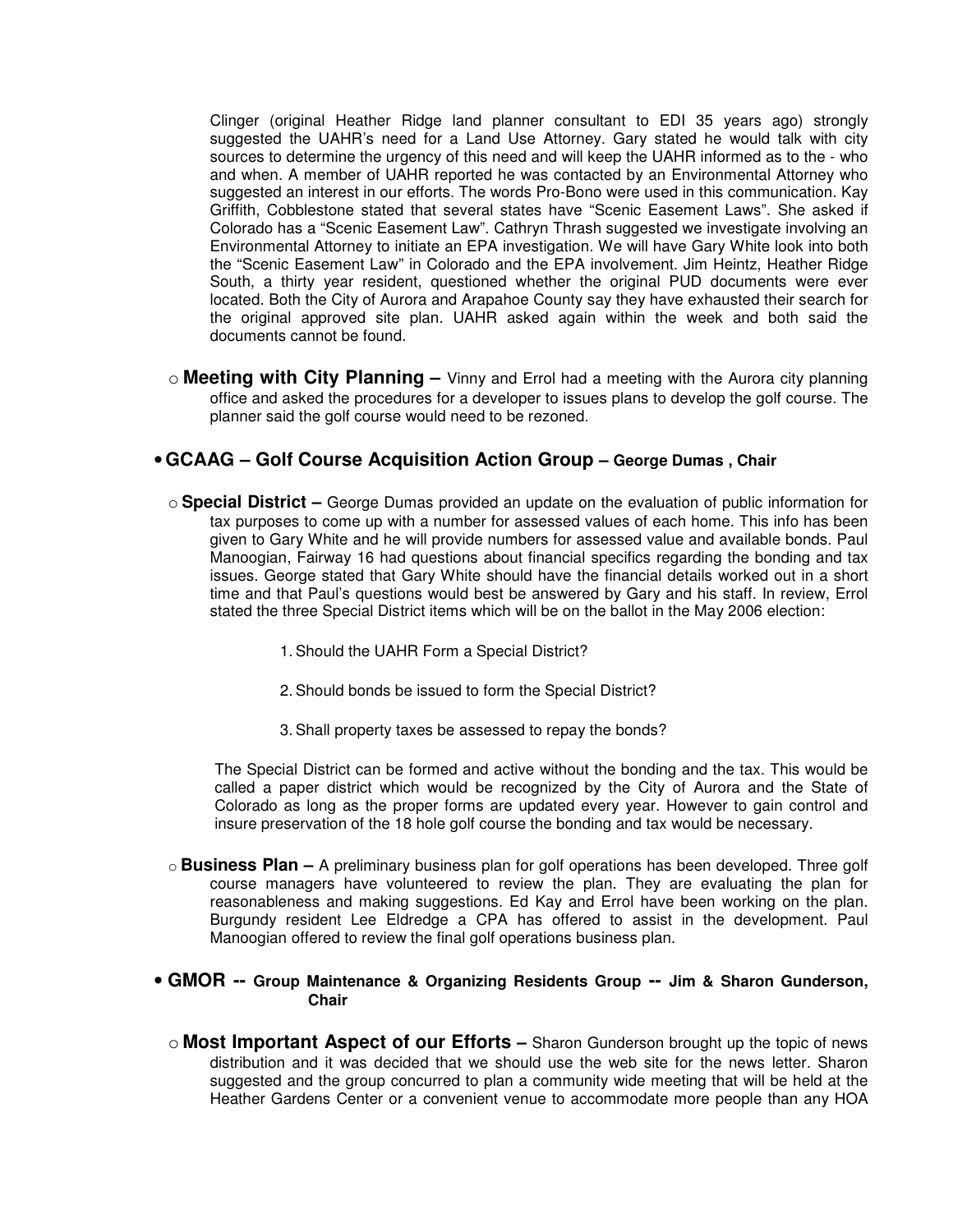Clinger (original Heather Ridge land planner consultant to EDI 35 years ago) strongly suggested the UAHR's need for a Land Use Attorney. Gary stated he would talk with city sources to determine the urgency of this need and will keep the UAHR informed as to the - who and when. A member of UAHR reported he was contacted by an Environmental Attorney who suggested an interest in our efforts. The words Pro-Bono were used in this communication. Kay Griffith, Cobblestone stated that several states have "Scenic Easement Laws". She asked if Colorado has a "Scenic Easement Law". Cathryn Thrash suggested we investigate involving an Environmental Attorney to initiate an EPA investigation. We will have Gary White look into both the "Scenic Easement Law" in Colorado and the EPA involvement. Jim Heintz, Heather Ridge South, a thirty year resident, questioned whether the original PUD documents were ever located. Both the City of Aurora and Arapahoe County say they have exhausted their search for the original approved site plan. UAHR asked again within the week and both said the documents cannot be found.

- **Meeting with City Planning –** Vinny and Errol had a meeting with the Aurora city planning office and asked the procedures for a developer to issues plans to develop the golf course. The planner said the golf course would need to be rezoned.

## • GCAAG – Golf Course Acquisition Action Group – George Dumas , Chair

- **Special District –** George Dumas provided an update on the evaluation of public information for tax purposes to come up with a number for assessed values of each home. This info has been given to Gary White and he will provide numbers for assessed value and available bonds. Paul Manoogian, Fairway 16 had questions about financial specifics regarding the bonding and tax issues. George stated that Gary White should have the financial details worked out in a short time and that Paul's questions would best be answered by Gary and his staff. In review, Errol stated the three Special District items which will be on the ballot in the May 2006 election:

  1. Should the UAHR Form a Special District?
  2. Should bonds be issued to form the Special District?
  3. Shall property taxes be assessed to repay the bonds?

  The Special District can be formed and active without the bonding and the tax. This would be called a paper district which would be recognized by the City of Aurora and the State of Colorado as long as the proper forms are updated every year. However to gain control and insure preservation of the 18 hole golf course the bonding and tax would be necessary.

- **Business Plan –** A preliminary business plan for golf operations has been developed. Three golf course managers have volunteered to review the plan. They are evaluating the plan for reasonableness and making suggestions. Ed Kay and Errol have been working on the plan. Burgundy resident Lee Eldredge a CPA has offered to assist in the development. Paul Manoogian offered to review the final golf operations business plan.

## • GMOR -- Group Maintenance & Organizing Residents Group -- Jim & Sharon Gunderson, Chair

- **Most Important Aspect of our Efforts –** Sharon Gunderson brought up the topic of news distribution and it was decided that we should use the web site for the news letter. Sharon suggested and the group concurred to plan a community wide meeting that will be held at the Heather Gardens Center or a convenient venue to accommodate more people than any HOA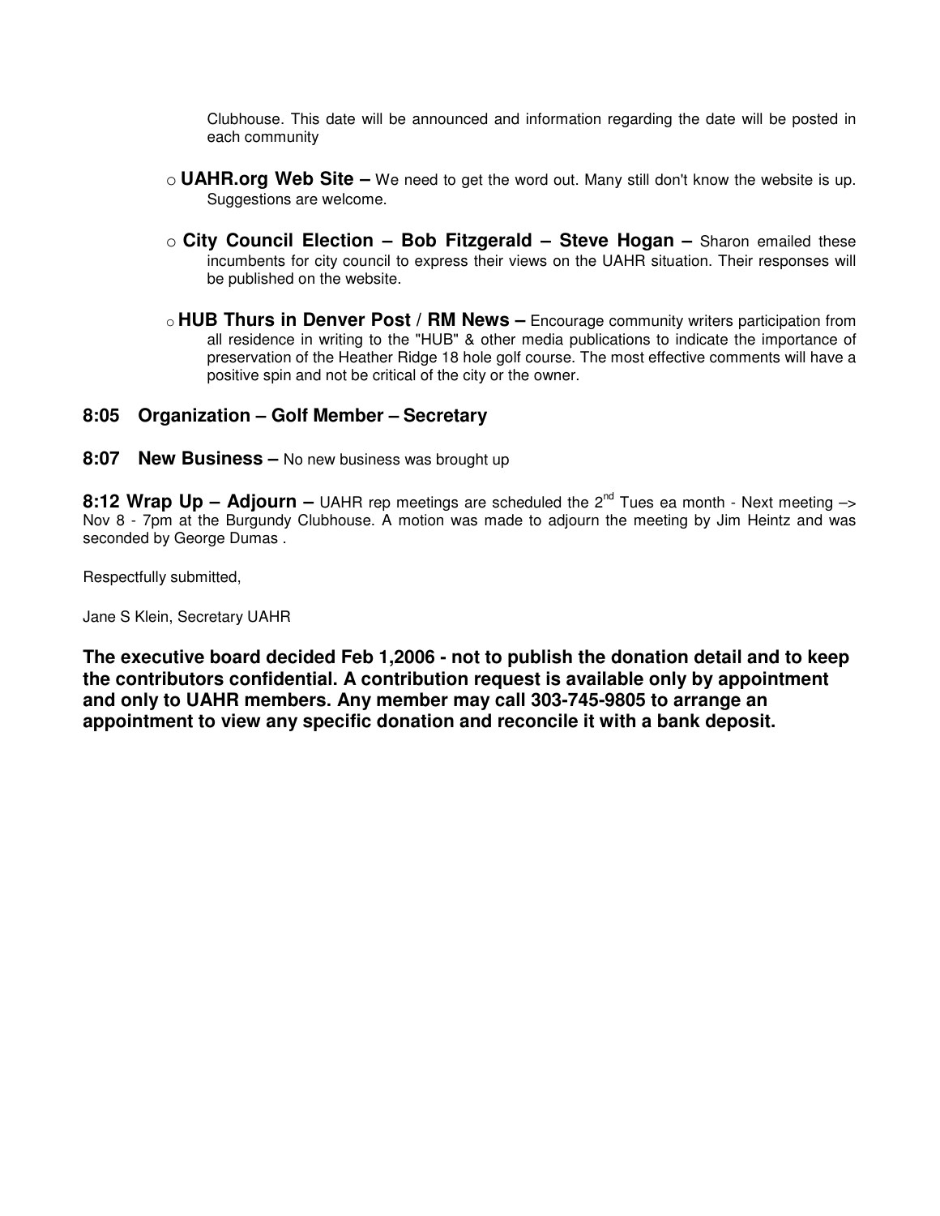Clubhouse. This date will be announced and information regarding the date will be posted in each community

- **UAHR.org Web Site –** We need to get the word out. Many still don't know the website is up. Suggestions are welcome.

- **City Council Election – Bob Fitzgerald – Steve Hogan –** Sharon emailed these incumbents for city council to express their views on the UAHR situation. Their responses will be published on the website.

- **HUB Thurs in Denver Post / RM News –** Encourage community writers participation from all residence in writing to the "HUB" & other media publications to indicate the importance of preservation of the Heather Ridge 18 hole golf course. The most effective comments will have a positive spin and not be critical of the city or the owner.

**8:05 Organization – Golf Member – Secretary**

**8:07 New Business –** No new business was brought up

**8:12 Wrap Up – Adjourn –** UAHR rep meetings are scheduled the 2nd Tues ea month - Next meeting –> Nov 8 - 7pm at the Burgundy Clubhouse. A motion was made to adjourn the meeting by Jim Heintz and was seconded by George Dumas .

Respectfully submitted,

Jane S Klein, Secretary UAHR

**The executive board decided Feb 1,2006 - not to publish the donation detail and to keep the contributors confidential. A contribution request is available only by appointment and only to UAHR members. Any member may call 303-745-9805 to arrange an appointment to view any specific donation and reconcile it with a bank deposit.**